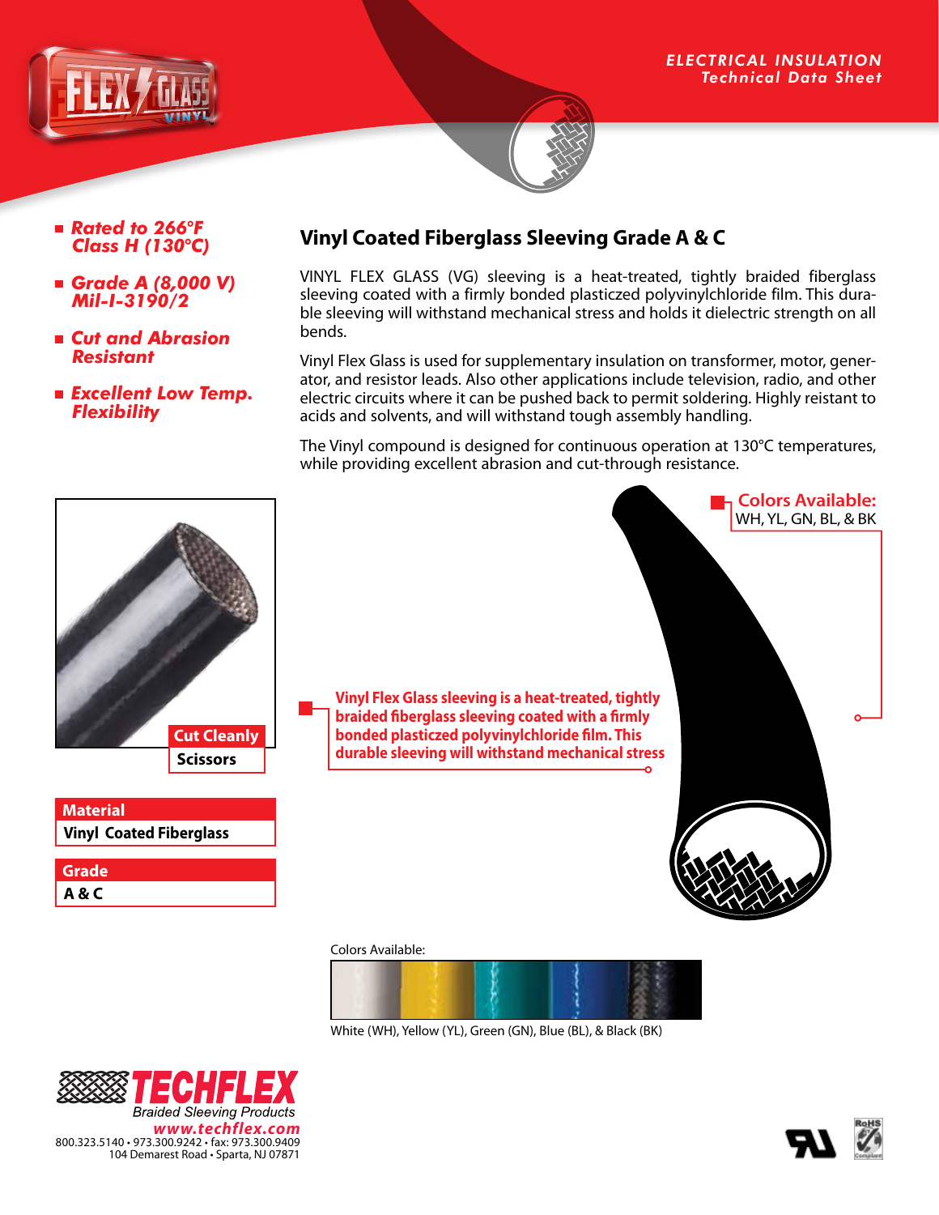ELECTRICAL INSULATION
Technical Data Sheet

- *Rated to 266°F Class H (130°C)*
- *Grade A (8,000 V) Mil-I-3190/2*
- *Cut and Abrasion Resistant*
- *Excellent Low Temp. Flexibility*

## Vinyl Coated Fiberglass Sleeving Grade A & C

VINYL FLEX GLASS (VG) sleeving is a heat-treated, tightly braided fiberglass sleeving coated with a firmly bonded plasticzed polyvinylchloride film. This durable sleeving will withstand mechanical stress and holds it dielectric strength on all bends.

Vinyl Flex Glass is used for supplementary insulation on transformer, motor, generator, and resistor leads. Also other applications include television, radio, and other electric circuits where it can be pushed back to permit soldering. Highly reistant to acids and solvents, and will withstand tough assembly handling.

The Vinyl compound is designed for continuous operation at 130°C temperatures, while providing excellent abrasion and cut-through resistance.

**Colors Available:**
WH, YL, GN, BL, & BK

**Vinyl Flex Glass sleeving is a heat-treated, tightly braided fiberglass sleeving coated with a firmly bonded plasticzed polyvinylchloride film. This durable sleeving will withstand mechanical stress**

| Cut Cleanly |
|---|
| Scissors |

| Material |
|---|
| Vinyl Coated Fiberglass |

| Grade |
|---|
| A & C |

Colors Available:

White (WH), Yellow (YL), Green (GN), Blue (BL), & Black (BK)

TECHFLEX
Braided Sleeving Products
www.techflex.com
800.323.5140 • 973.300.9242 • fax: 973.300.9409
104 Demarest Road • Sparta, NJ 07871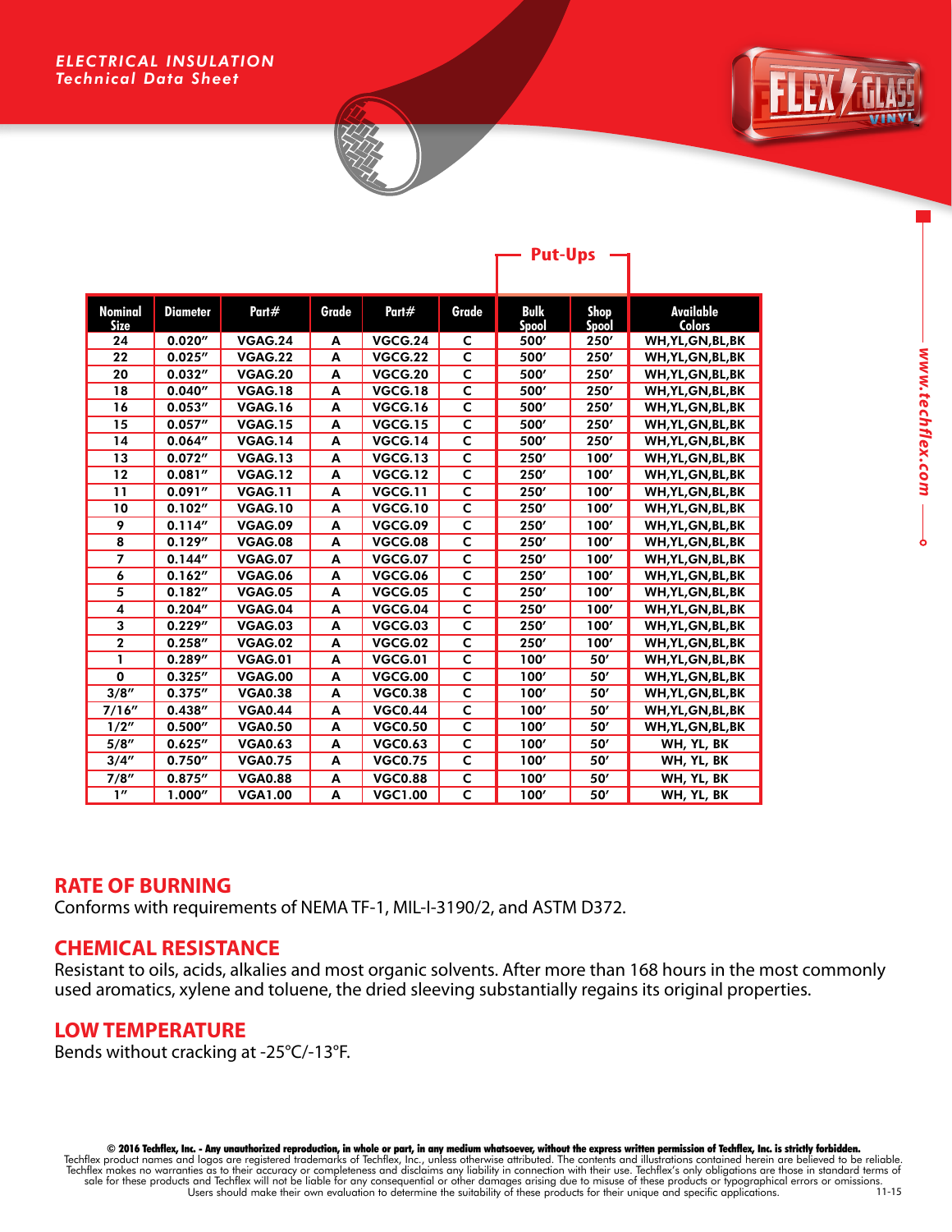ELECTRICAL INSULATION
Technical Data Sheet

| Nominal Size | Diameter | Part# | Grade | Part# | Grade | Put-Ups Bulk Spool | Put-Ups Shop Spool | Available Colors |
|---|---|---|---|---|---|---|---|---|
| 24 | 0.020″ | VGAG.24 | A | VGCG.24 | C | 500′ | 250′ | WH,YL,GN,BL,BK |
| 22 | 0.025″ | VGAG.22 | A | VGCG.22 | C | 500′ | 250′ | WH,YL,GN,BL,BK |
| 20 | 0.032″ | VGAG.20 | A | VGCG.20 | C | 500′ | 250′ | WH,YL,GN,BL,BK |
| 18 | 0.040″ | VGAG.18 | A | VGCG.18 | C | 500′ | 250′ | WH,YL,GN,BL,BK |
| 16 | 0.053″ | VGAG.16 | A | VGCG.16 | C | 500′ | 250′ | WH,YL,GN,BL,BK |
| 15 | 0.057″ | VGAG.15 | A | VGCG.15 | C | 500′ | 250′ | WH,YL,GN,BL,BK |
| 14 | 0.064″ | VGAG.14 | A | VGCG.14 | C | 500′ | 250′ | WH,YL,GN,BL,BK |
| 13 | 0.072″ | VGAG.13 | A | VGCG.13 | C | 250′ | 100′ | WH,YL,GN,BL,BK |
| 12 | 0.081″ | VGAG.12 | A | VGCG.12 | C | 250′ | 100′ | WH,YL,GN,BL,BK |
| 11 | 0.091″ | VGAG.11 | A | VGCG.11 | C | 250′ | 100′ | WH,YL,GN,BL,BK |
| 10 | 0.102″ | VGAG.10 | A | VGCG.10 | C | 250′ | 100′ | WH,YL,GN,BL,BK |
| 9 | 0.114″ | VGAG.09 | A | VGCG.09 | C | 250′ | 100′ | WH,YL,GN,BL,BK |
| 8 | 0.129″ | VGAG.08 | A | VGCG.08 | C | 250′ | 100′ | WH,YL,GN,BL,BK |
| 7 | 0.144″ | VGAG.07 | A | VGCG.07 | C | 250′ | 100′ | WH,YL,GN,BL,BK |
| 6 | 0.162″ | VGAG.06 | A | VGCG.06 | C | 250′ | 100′ | WH,YL,GN,BL,BK |
| 5 | 0.182″ | VGAG.05 | A | VGCG.05 | C | 250′ | 100′ | WH,YL,GN,BL,BK |
| 4 | 0.204″ | VGAG.04 | A | VGCG.04 | C | 250′ | 100′ | WH,YL,GN,BL,BK |
| 3 | 0.229″ | VGAG.03 | A | VGCG.03 | C | 250′ | 100′ | WH,YL,GN,BL,BK |
| 2 | 0.258″ | VGAG.02 | A | VGCG.02 | C | 250′ | 100′ | WH,YL,GN,BL,BK |
| 1 | 0.289″ | VGAG.01 | A | VGCG.01 | C | 100′ | 50′ | WH,YL,GN,BL,BK |
| 0 | 0.325″ | VGAG.00 | A | VGCG.00 | C | 100′ | 50′ | WH,YL,GN,BL,BK |
| 3/8″ | 0.375″ | VGA0.38 | A | VGC0.38 | C | 100′ | 50′ | WH,YL,GN,BL,BK |
| 7/16″ | 0.438″ | VGA0.44 | A | VGC0.44 | C | 100′ | 50′ | WH,YL,GN,BL,BK |
| 1/2″ | 0.500″ | VGA0.50 | A | VGC0.50 | C | 100′ | 50′ | WH,YL,GN,BL,BK |
| 5/8″ | 0.625″ | VGA0.63 | A | VGC0.63 | C | 100′ | 50′ | WH, YL, BK |
| 3/4″ | 0.750″ | VGA0.75 | A | VGC0.75 | C | 100′ | 50′ | WH, YL, BK |
| 7/8″ | 0.875″ | VGA0.88 | A | VGC0.88 | C | 100′ | 50′ | WH, YL, BK |
| 1″ | 1.000″ | VGA1.00 | A | VGC1.00 | C | 100′ | 50′ | WH, YL, BK |

## RATE OF BURNING

Conforms with requirements of NEMA TF-1, MIL-I-3190/2, and ASTM D372.

## CHEMICAL RESISTANCE

Resistant to oils, acids, alkalies and most organic solvents. After more than 168 hours in the most commonly used aromatics, xylene and toluene, the dried sleeving substantially regains its original properties.

## LOW TEMPERATURE

Bends without cracking at -25°C/-13°F.

**© 2016 Techflex, Inc. - Any unauthorized reproduction, in whole or part, in any medium whatsoever, without the express written permission of Techflex, Inc. is strictly forbidden.**
Techflex product names and logos are registered trademarks of Techflex, Inc., unless otherwise attributed. The contents and illustrations contained herein are believed to be reliable. Techflex makes no warranties as to their accuracy or completeness and disclaims any liability in connection with their use. Techflex's only obligations are those in standard terms of sale for these products and Techflex will not be liable for any consequential or other damages arising due to misuse of these products or typographical errors or omissions. Users should make their own evaluation to determine the suitability of these products for their unique and specific applications.